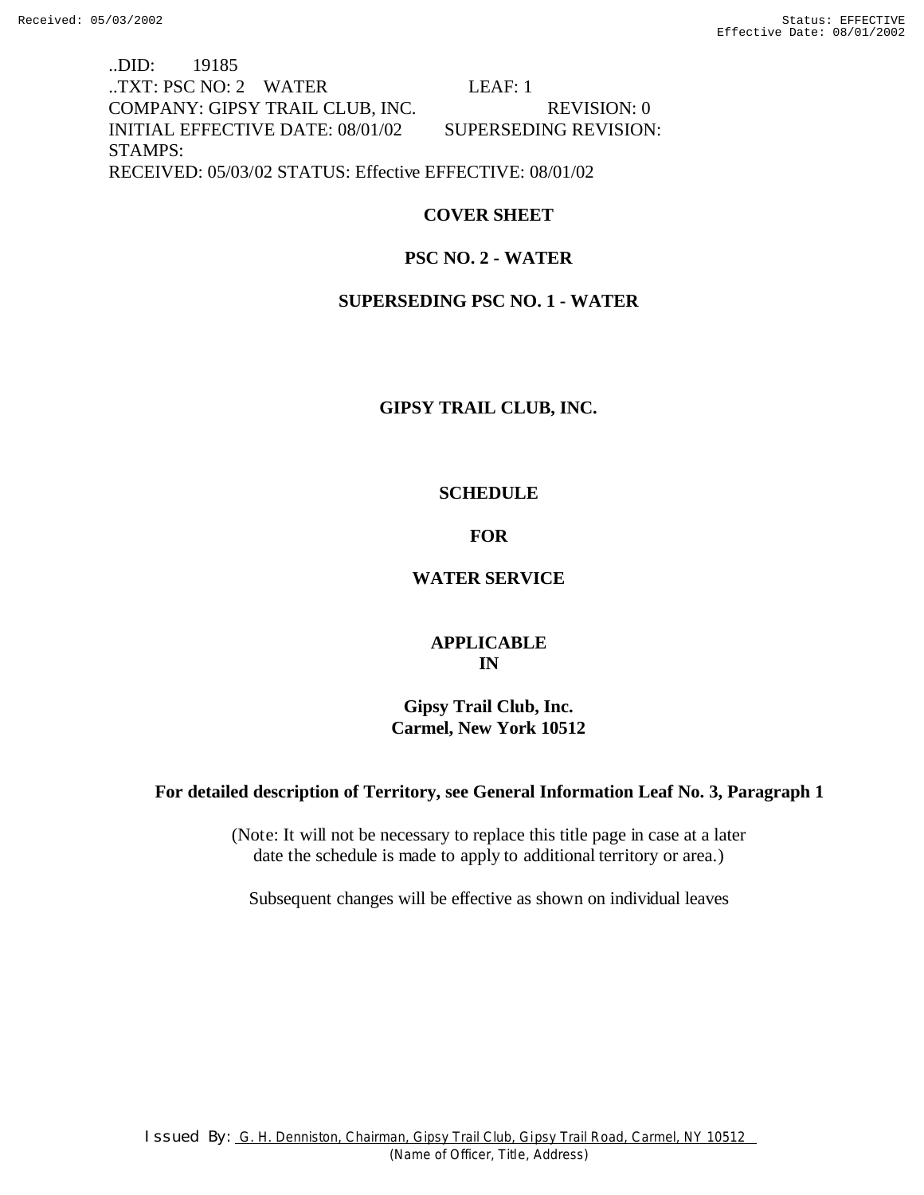..DID: 19185
..TXT: PSC NO: 2 WATER LEAF: 1
COMPANY: GIPSY TRAIL CLUB, INC. REVISION: 0
INITIAL EFFECTIVE DATE: 08/01/02 SUPERSEDING REVISION:
STAMPS:
RECEIVED: 05/03/02 STATUS: Effective EFFECTIVE: 08/01/02

**COVER SHEET**

**PSC NO. 2 - WATER**

**SUPERSEDING PSC NO. 1 - WATER**

**GIPSY TRAIL CLUB, INC.**

**SCHEDULE**

**FOR**

**WATER SERVICE**

**APPLICABLE**
**IN**

**Gipsy Trail Club, Inc.**
**Carmel, New York 10512**

**For detailed description of Territory, see General Information Leaf No. 3, Paragraph 1**

(Note: It will not be necessary to replace this title page in case at a later date the schedule is made to apply to additional territory or area.)

Subsequent changes will be effective as shown on individual leaves

Issued By: G. H. Denniston, Chairman, Gipsy Trail Club, Gipsy Trail Road, Carmel, NY 10512
(Name of Officer, Title, Address)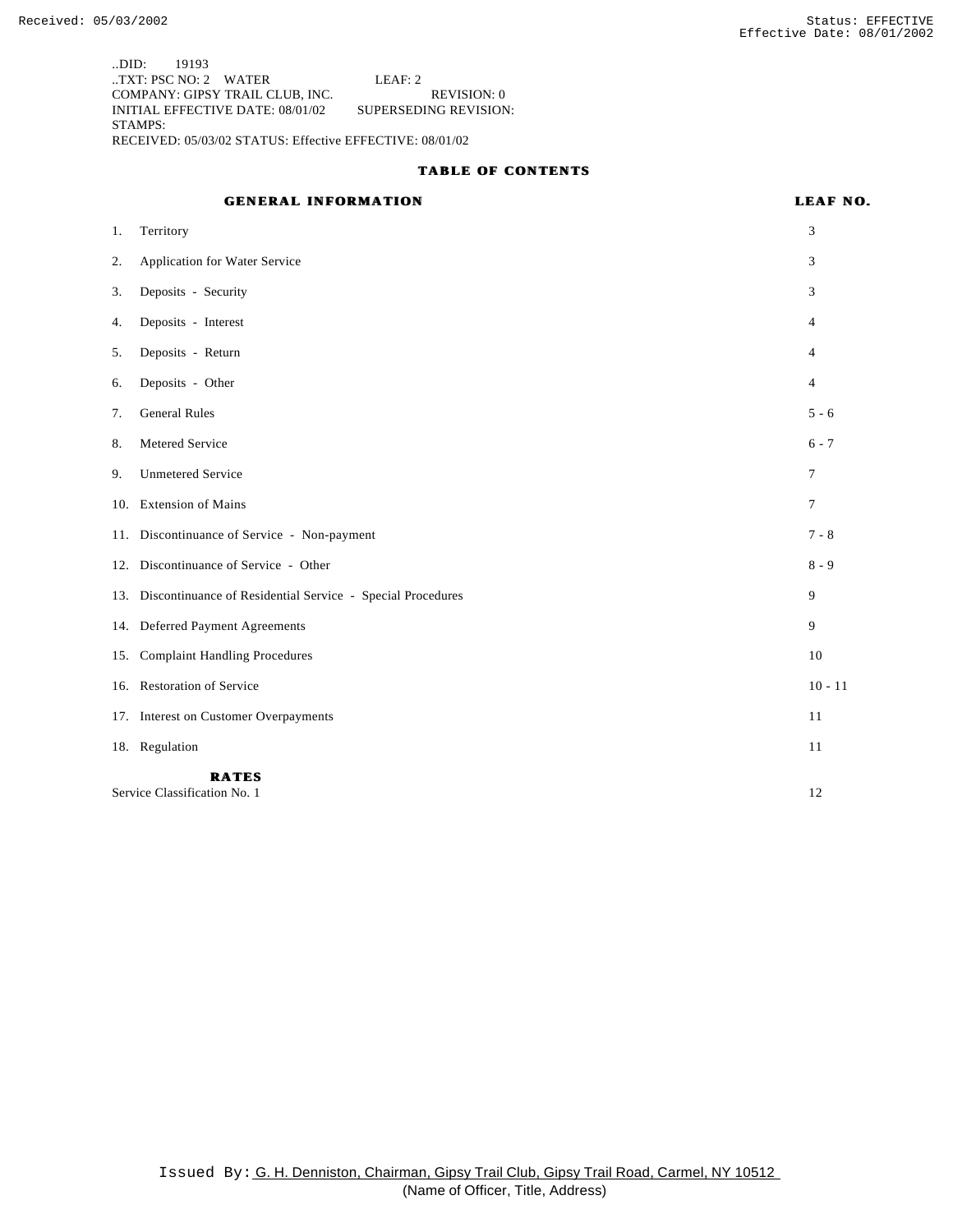..DID: 19193
..TXT: PSC NO: 2 WATER LEAF: 2
COMPANY: GIPSY TRAIL CLUB, INC. REVISION: 0
INITIAL EFFECTIVE DATE: 08/01/02 SUPERSEDING REVISION:
STAMPS:
RECEIVED: 05/03/02 STATUS: Effective EFFECTIVE: 08/01/02

# TABLE OF CONTENTS

| GENERAL INFORMATION | LEAF NO. |
|---|---|
| 1. Territory | 3 |
| 2. Application for Water Service | 3 |
| 3. Deposits - Security | 3 |
| 4. Deposits - Interest | 4 |
| 5. Deposits - Return | 4 |
| 6. Deposits - Other | 4 |
| 7. General Rules | 5 - 6 |
| 8. Metered Service | 6 - 7 |
| 9. Unmetered Service | 7 |
| 10. Extension of Mains | 7 |
| 11. Discontinuance of Service - Non-payment | 7 - 8 |
| 12. Discontinuance of Service - Other | 8 - 9 |
| 13. Discontinuance of Residential Service - Special Procedures | 9 |
| 14. Deferred Payment Agreements | 9 |
| 15. Complaint Handling Procedures | 10 |
| 16. Restoration of Service | 10 - 11 |
| 17. Interest on Customer Overpayments | 11 |
| 18. Regulation | 11 |
| **RATES** | |
| Service Classification No. 1 | 12 |

Issued By: G. H. Denniston, Chairman, Gipsy Trail Club, Gipsy Trail Road, Carmel, NY 10512
(Name of Officer, Title, Address)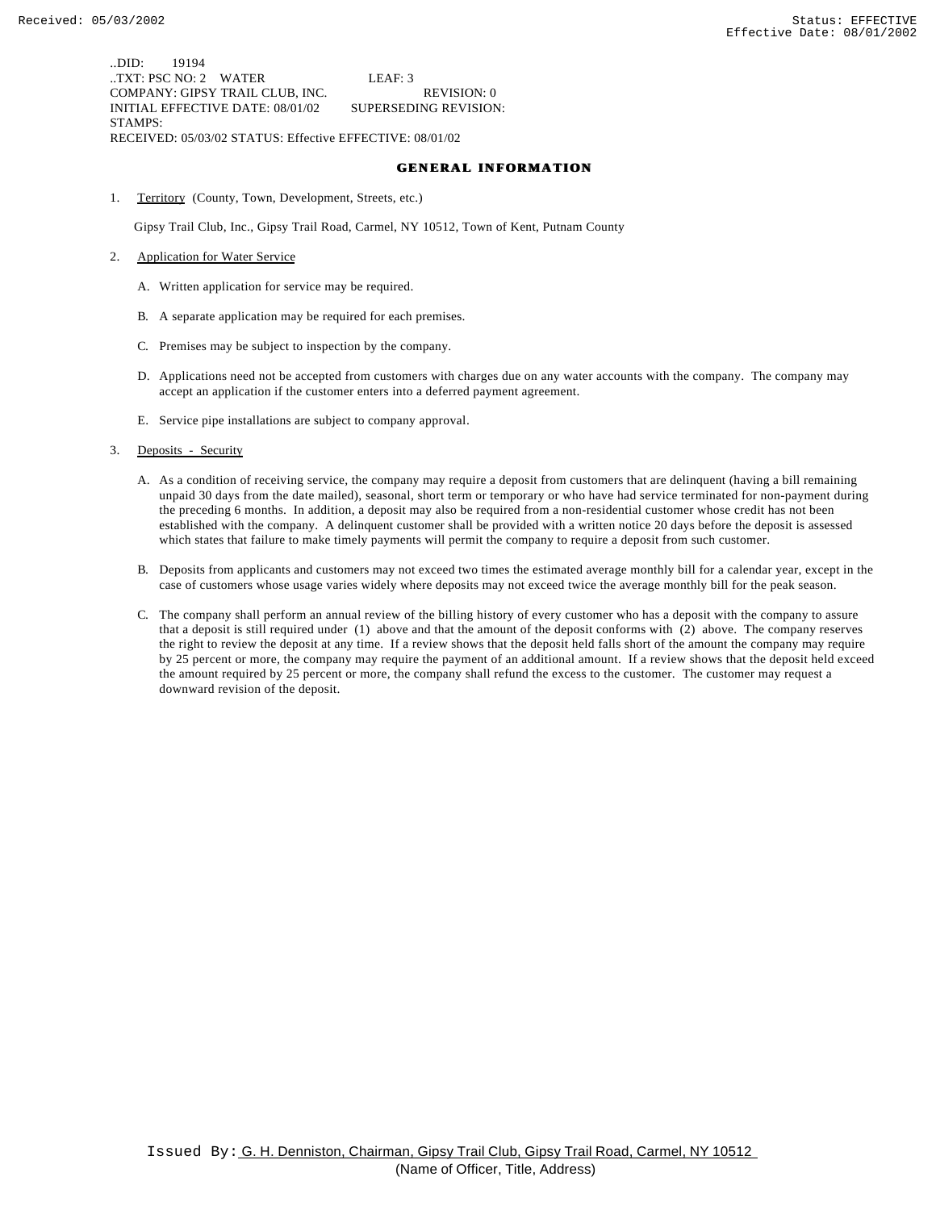..DID: 19194
..TXT: PSC NO: 2 WATER LEAF: 3
COMPANY: GIPSY TRAIL CLUB, INC. REVISION: 0
INITIAL EFFECTIVE DATE: 08/01/02 SUPERSEDING REVISION:
STAMPS:
RECEIVED: 05/03/02 STATUS: Effective EFFECTIVE: 08/01/02

## GENERAL INFORMATION

1. Territory (County, Town, Development, Streets, etc.)

   Gipsy Trail Club, Inc., Gipsy Trail Road, Carmel, NY 10512, Town of Kent, Putnam County

2. Application for Water Service

   A. Written application for service may be required.

   B. A separate application may be required for each premises.

   C. Premises may be subject to inspection by the company.

   D. Applications need not be accepted from customers with charges due on any water accounts with the company. The company may accept an application if the customer enters into a deferred payment agreement.

   E. Service pipe installations are subject to company approval.

3. Deposits - Security

   A. As a condition of receiving service, the company may require a deposit from customers that are delinquent (having a bill remaining unpaid 30 days from the date mailed), seasonal, short term or temporary or who have had service terminated for non-payment during the preceding 6 months. In addition, a deposit may also be required from a non-residential customer whose credit has not been established with the company. A delinquent customer shall be provided with a written notice 20 days before the deposit is assessed which states that failure to make timely payments will permit the company to require a deposit from such customer.

   B. Deposits from applicants and customers may not exceed two times the estimated average monthly bill for a calendar year, except in the case of customers whose usage varies widely where deposits may not exceed twice the average monthly bill for the peak season.

   C. The company shall perform an annual review of the billing history of every customer who has a deposit with the company to assure that a deposit is still required under (1) above and that the amount of the deposit conforms with (2) above. The company reserves the right to review the deposit at any time. If a review shows that the deposit held falls short of the amount the company may require by 25 percent or more, the company may require the payment of an additional amount. If a review shows that the deposit held exceed the amount required by 25 percent or more, the company shall refund the excess to the customer. The customer may request a downward revision of the deposit.

Issued By: G. H. Denniston, Chairman, Gipsy Trail Club, Gipsy Trail Road, Carmel, NY 10512
(Name of Officer, Title, Address)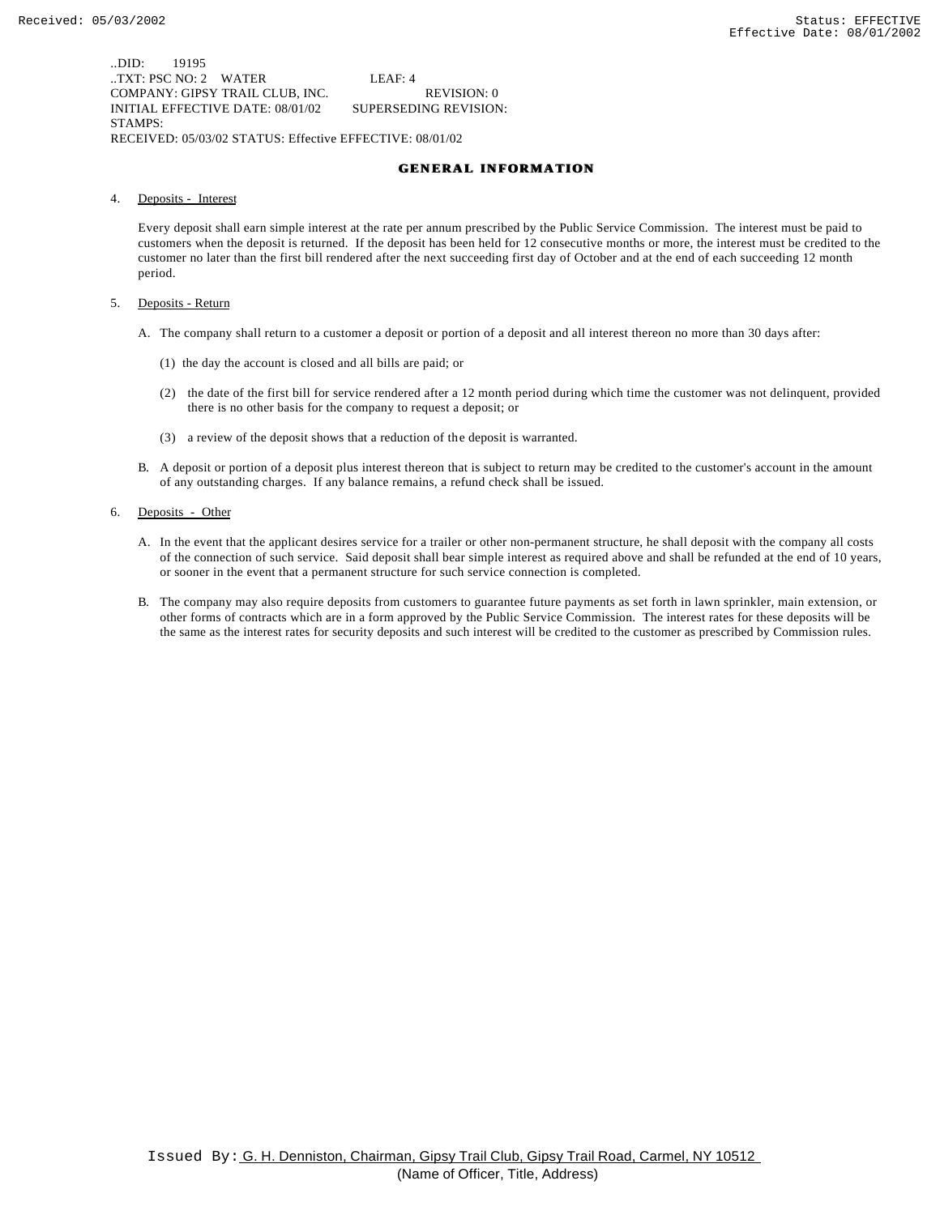..DID: 19195
..TXT: PSC NO: 2 WATER LEAF: 4
COMPANY: GIPSY TRAIL CLUB, INC. REVISION: 0
INITIAL EFFECTIVE DATE: 08/01/02 SUPERSEDING REVISION:
STAMPS:
RECEIVED: 05/03/02 STATUS: Effective EFFECTIVE: 08/01/02

## GENERAL INFORMATION

4. Deposits - Interest

   Every deposit shall earn simple interest at the rate per annum prescribed by the Public Service Commission. The interest must be paid to customers when the deposit is returned. If the deposit has been held for 12 consecutive months or more, the interest must be credited to the customer no later than the first bill rendered after the next succeeding first day of October and at the end of each succeeding 12 month period.

5. Deposits - Return

   A. The company shall return to a customer a deposit or portion of a deposit and all interest thereon no more than 30 days after:

      (1) the day the account is closed and all bills are paid; or

      (2) the date of the first bill for service rendered after a 12 month period during which time the customer was not delinquent, provided there is no other basis for the company to request a deposit; or

      (3) a review of the deposit shows that a reduction of the deposit is warranted.

   B. A deposit or portion of a deposit plus interest thereon that is subject to return may be credited to the customer's account in the amount of any outstanding charges. If any balance remains, a refund check shall be issued.

6. Deposits - Other

   A. In the event that the applicant desires service for a trailer or other non-permanent structure, he shall deposit with the company all costs of the connection of such service. Said deposit shall bear simple interest as required above and shall be refunded at the end of 10 years, or sooner in the event that a permanent structure for such service connection is completed.

   B. The company may also require deposits from customers to guarantee future payments as set forth in lawn sprinkler, main extension, or other forms of contracts which are in a form approved by the Public Service Commission. The interest rates for these deposits will be the same as the interest rates for security deposits and such interest will be credited to the customer as prescribed by Commission rules.

Issued By: G. H. Denniston, Chairman, Gipsy Trail Club, Gipsy Trail Road, Carmel, NY 10512
(Name of Officer, Title, Address)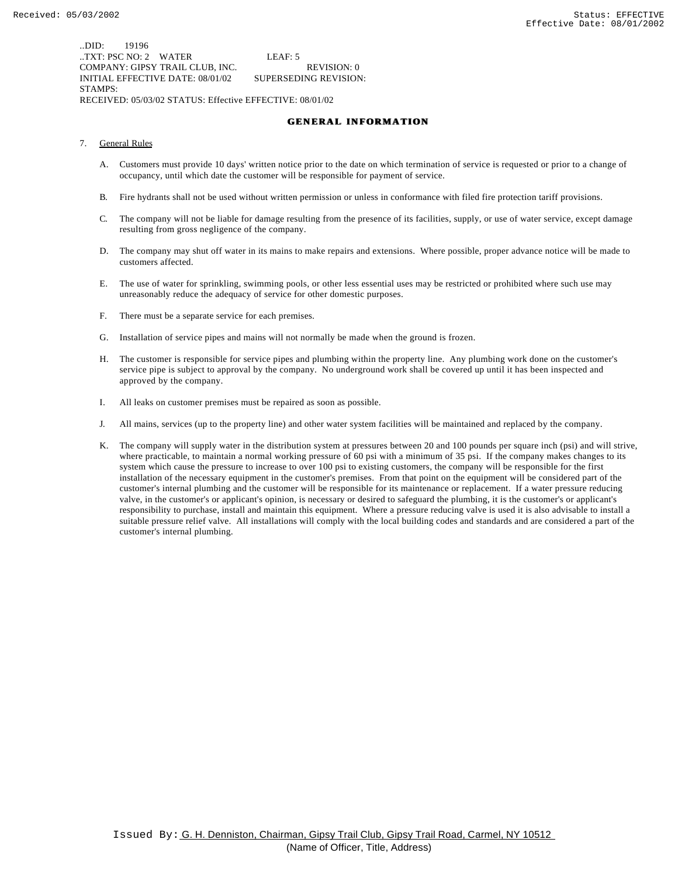..DID: 19196
..TXT: PSC NO: 2 WATER LEAF: 5
COMPANY: GIPSY TRAIL CLUB, INC. REVISION: 0
INITIAL EFFECTIVE DATE: 08/01/02 SUPERSEDING REVISION:
STAMPS:
RECEIVED: 05/03/02 STATUS: Effective EFFECTIVE: 08/01/02

## GENERAL INFORMATION

7. General Rules

   A. Customers must provide 10 days' written notice prior to the date on which termination of service is requested or prior to a change of occupancy, until which date the customer will be responsible for payment of service.

   B. Fire hydrants shall not be used without written permission or unless in conformance with filed fire protection tariff provisions.

   C. The company will not be liable for damage resulting from the presence of its facilities, supply, or use of water service, except damage resulting from gross negligence of the company.

   D. The company may shut off water in its mains to make repairs and extensions. Where possible, proper advance notice will be made to customers affected.

   E. The use of water for sprinkling, swimming pools, or other less essential uses may be restricted or prohibited where such use may unreasonably reduce the adequacy of service for other domestic purposes.

   F. There must be a separate service for each premises.

   G. Installation of service pipes and mains will not normally be made when the ground is frozen.

   H. The customer is responsible for service pipes and plumbing within the property line. Any plumbing work done on the customer's service pipe is subject to approval by the company. No underground work shall be covered up until it has been inspected and approved by the company.

   I. All leaks on customer premises must be repaired as soon as possible.

   J. All mains, services (up to the property line) and other water system facilities will be maintained and replaced by the company.

   K. The company will supply water in the distribution system at pressures between 20 and 100 pounds per square inch (psi) and will strive, where practicable, to maintain a normal working pressure of 60 psi with a minimum of 35 psi. If the company makes changes to its system which cause the pressure to increase to over 100 psi to existing customers, the company will be responsible for the first installation of the necessary equipment in the customer's premises. From that point on the equipment will be considered part of the customer's internal plumbing and the customer will be responsible for its maintenance or replacement. If a water pressure reducing valve, in the customer's or applicant's opinion, is necessary or desired to safeguard the plumbing, it is the customer's or applicant's responsibility to purchase, install and maintain this equipment. Where a pressure reducing valve is used it is also advisable to install a suitable pressure relief valve. All installations will comply with the local building codes and standards and are considered a part of the customer's internal plumbing.

Issued By: G. H. Denniston, Chairman, Gipsy Trail Club, Gipsy Trail Road, Carmel, NY 10512
(Name of Officer, Title, Address)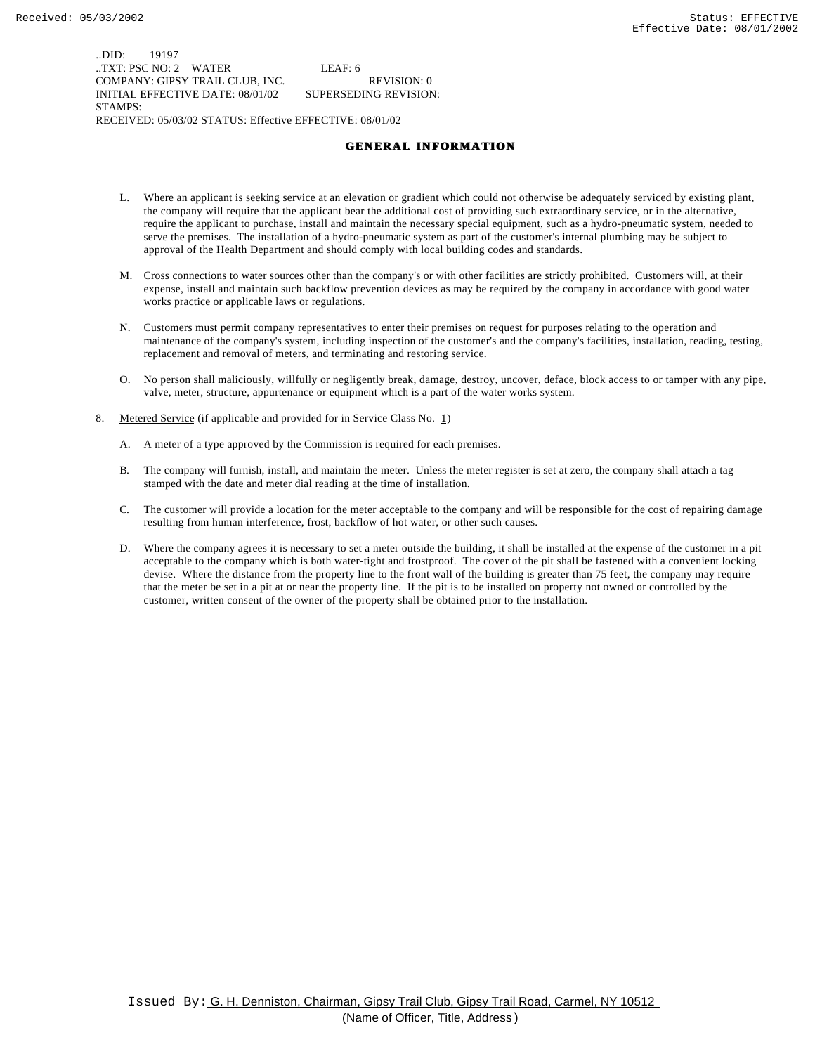..DID: 19197
..TXT: PSC NO: 2 WATER LEAF: 6
COMPANY: GIPSY TRAIL CLUB, INC. REVISION: 0
INITIAL EFFECTIVE DATE: 08/01/02 SUPERSEDING REVISION:
STAMPS:
RECEIVED: 05/03/02 STATUS: Effective EFFECTIVE: 08/01/02

## GENERAL INFORMATION

L. Where an applicant is seeking service at an elevation or gradient which could not otherwise be adequately serviced by existing plant, the company will require that the applicant bear the additional cost of providing such extraordinary service, or in the alternative, require the applicant to purchase, install and maintain the necessary special equipment, such as a hydro-pneumatic system, needed to serve the premises. The installation of a hydro-pneumatic system as part of the customer's internal plumbing may be subject to approval of the Health Department and should comply with local building codes and standards.

M. Cross connections to water sources other than the company's or with other facilities are strictly prohibited. Customers will, at their expense, install and maintain such backflow prevention devices as may be required by the company in accordance with good water works practice or applicable laws or regulations.

N. Customers must permit company representatives to enter their premises on request for purposes relating to the operation and maintenance of the company's system, including inspection of the customer's and the company's facilities, installation, reading, testing, replacement and removal of meters, and terminating and restoring service.

O. No person shall maliciously, willfully or negligently break, damage, destroy, uncover, deface, block access to or tamper with any pipe, valve, meter, structure, appurtenance or equipment which is a part of the water works system.

8. Metered Service (if applicable and provided for in Service Class No. 1)

A. A meter of a type approved by the Commission is required for each premises.

B. The company will furnish, install, and maintain the meter. Unless the meter register is set at zero, the company shall attach a tag stamped with the date and meter dial reading at the time of installation.

C. The customer will provide a location for the meter acceptable to the company and will be responsible for the cost of repairing damage resulting from human interference, frost, backflow of hot water, or other such causes.

D. Where the company agrees it is necessary to set a meter outside the building, it shall be installed at the expense of the customer in a pit acceptable to the company which is both water-tight and frostproof. The cover of the pit shall be fastened with a convenient locking devise. Where the distance from the property line to the front wall of the building is greater than 75 feet, the company may require that the meter be set in a pit at or near the property line. If the pit is to be installed on property not owned or controlled by the customer, written consent of the owner of the property shall be obtained prior to the installation.

Issued By: G. H. Denniston, Chairman, Gipsy Trail Club, Gipsy Trail Road, Carmel, NY 10512
(Name of Officer, Title, Address)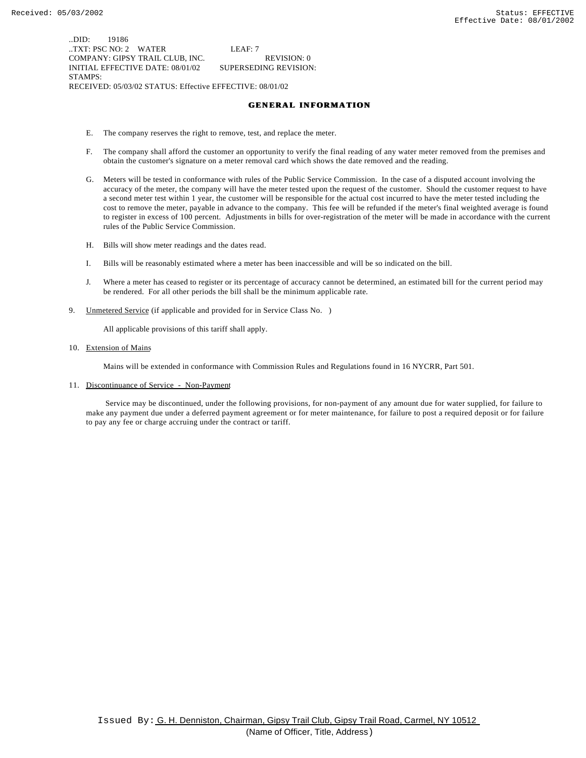..DID: 19186
..TXT: PSC NO: 2 WATER LEAF: 7
COMPANY: GIPSY TRAIL CLUB, INC. REVISION: 0
INITIAL EFFECTIVE DATE: 08/01/02 SUPERSEDING REVISION:
STAMPS:
RECEIVED: 05/03/02 STATUS: Effective EFFECTIVE: 08/01/02

## GENERAL INFORMATION

E. The company reserves the right to remove, test, and replace the meter.

F. The company shall afford the customer an opportunity to verify the final reading of any water meter removed from the premises and obtain the customer's signature on a meter removal card which shows the date removed and the reading.

G. Meters will be tested in conformance with rules of the Public Service Commission. In the case of a disputed account involving the accuracy of the meter, the company will have the meter tested upon the request of the customer. Should the customer request to have a second meter test within 1 year, the customer will be responsible for the actual cost incurred to have the meter tested including the cost to remove the meter, payable in advance to the company. This fee will be refunded if the meter's final weighted average is found to register in excess of 100 percent. Adjustments in bills for over-registration of the meter will be made in accordance with the current rules of the Public Service Commission.

H. Bills will show meter readings and the dates read.

I. Bills will be reasonably estimated where a meter has been inaccessible and will be so indicated on the bill.

J. Where a meter has ceased to register or its percentage of accuracy cannot be determined, an estimated bill for the current period may be rendered. For all other periods the bill shall be the minimum applicable rate.

9. Unmetered Service (if applicable and provided for in Service Class No. )

All applicable provisions of this tariff shall apply.

10. Extension of Mains

Mains will be extended in conformance with Commission Rules and Regulations found in 16 NYCRR, Part 501.

11. Discontinuance of Service - Non-Payment

Service may be discontinued, under the following provisions, for non-payment of any amount due for water supplied, for failure to make any payment due under a deferred payment agreement or for meter maintenance, for failure to post a required deposit or for failure to pay any fee or charge accruing under the contract or tariff.

Issued By: G. H. Denniston, Chairman, Gipsy Trail Club, Gipsy Trail Road, Carmel, NY 10512
(Name of Officer, Title, Address)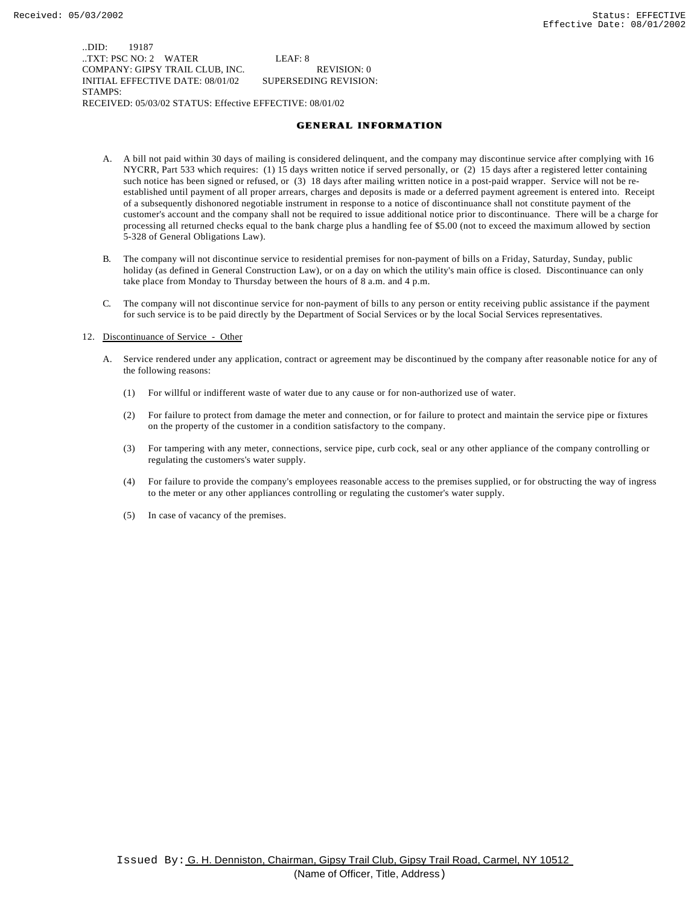..DID: 19187
..TXT: PSC NO: 2 WATER LEAF: 8
COMPANY: GIPSY TRAIL CLUB, INC. REVISION: 0
INITIAL EFFECTIVE DATE: 08/01/02 SUPERSEDING REVISION:
STAMPS:
RECEIVED: 05/03/02 STATUS: Effective EFFECTIVE: 08/01/02

## GENERAL INFORMATION

A. A bill not paid within 30 days of mailing is considered delinquent, and the company may discontinue service after complying with 16 NYCRR, Part 533 which requires: (1) 15 days written notice if served personally, or (2) 15 days after a registered letter containing such notice has been signed or refused, or (3) 18 days after mailing written notice in a post-paid wrapper. Service will not be re-established until payment of all proper arrears, charges and deposits is made or a deferred payment agreement is entered into. Receipt of a subsequently dishonored negotiable instrument in response to a notice of discontinuance shall not constitute payment of the customer's account and the company shall not be required to issue additional notice prior to discontinuance. There will be a charge for processing all returned checks equal to the bank charge plus a handling fee of $5.00 (not to exceed the maximum allowed by section 5-328 of General Obligations Law).

B. The company will not discontinue service to residential premises for non-payment of bills on a Friday, Saturday, Sunday, public holiday (as defined in General Construction Law), or on a day on which the utility's main office is closed. Discontinuance can only take place from Monday to Thursday between the hours of 8 a.m. and 4 p.m.

C. The company will not discontinue service for non-payment of bills to any person or entity receiving public assistance if the payment for such service is to be paid directly by the Department of Social Services or by the local Social Services representatives.

12. Discontinuance of Service - Other

A. Service rendered under any application, contract or agreement may be discontinued by the company after reasonable notice for any of the following reasons:

(1) For willful or indifferent waste of water due to any cause or for non-authorized use of water.

(2) For failure to protect from damage the meter and connection, or for failure to protect and maintain the service pipe or fixtures on the property of the customer in a condition satisfactory to the company.

(3) For tampering with any meter, connections, service pipe, curb cock, seal or any other appliance of the company controlling or regulating the customers's water supply.

(4) For failure to provide the company's employees reasonable access to the premises supplied, or for obstructing the way of ingress to the meter or any other appliances controlling or regulating the customer's water supply.

(5) In case of vacancy of the premises.

Issued By: G. H. Denniston, Chairman, Gipsy Trail Club, Gipsy Trail Road, Carmel, NY 10512
(Name of Officer, Title, Address)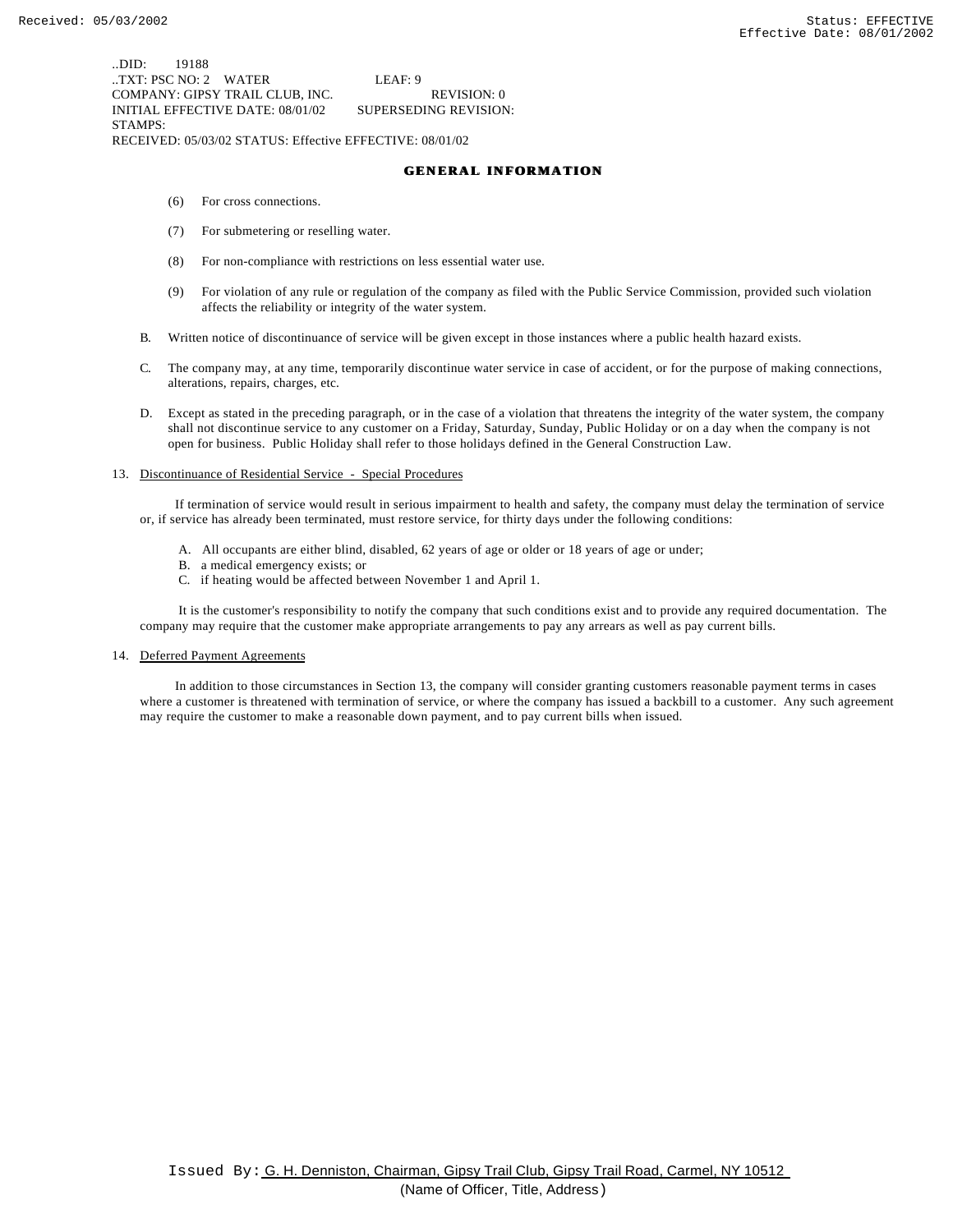..DID: 19188
..TXT: PSC NO: 2 WATER LEAF: 9
COMPANY: GIPSY TRAIL CLUB, INC. REVISION: 0
INITIAL EFFECTIVE DATE: 08/01/02 SUPERSEDING REVISION:
STAMPS:
RECEIVED: 05/03/02 STATUS: Effective EFFECTIVE: 08/01/02

## GENERAL INFORMATION

(6) For cross connections.

(7) For submetering or reselling water.

(8) For non-compliance with restrictions on less essential water use.

(9) For violation of any rule or regulation of the company as filed with the Public Service Commission, provided such violation affects the reliability or integrity of the water system.

B. Written notice of discontinuance of service will be given except in those instances where a public health hazard exists.

C. The company may, at any time, temporarily discontinue water service in case of accident, or for the purpose of making connections, alterations, repairs, charges, etc.

D. Except as stated in the preceding paragraph, or in the case of a violation that threatens the integrity of the water system, the company shall not discontinue service to any customer on a Friday, Saturday, Sunday, Public Holiday or on a day when the company is not open for business. Public Holiday shall refer to those holidays defined in the General Construction Law.

13. Discontinuance of Residential Service - Special Procedures

If termination of service would result in serious impairment to health and safety, the company must delay the termination of service or, if service has already been terminated, must restore service, for thirty days under the following conditions:

A. All occupants are either blind, disabled, 62 years of age or older or 18 years of age or under;
B. a medical emergency exists; or
C. if heating would be affected between November 1 and April 1.

It is the customer's responsibility to notify the company that such conditions exist and to provide any required documentation. The company may require that the customer make appropriate arrangements to pay any arrears as well as pay current bills.

14. Deferred Payment Agreements

In addition to those circumstances in Section 13, the company will consider granting customers reasonable payment terms in cases where a customer is threatened with termination of service, or where the company has issued a backbill to a customer. Any such agreement may require the customer to make a reasonable down payment, and to pay current bills when issued.

Issued By: G. H. Denniston, Chairman, Gipsy Trail Club, Gipsy Trail Road, Carmel, NY 10512
(Name of Officer, Title, Address)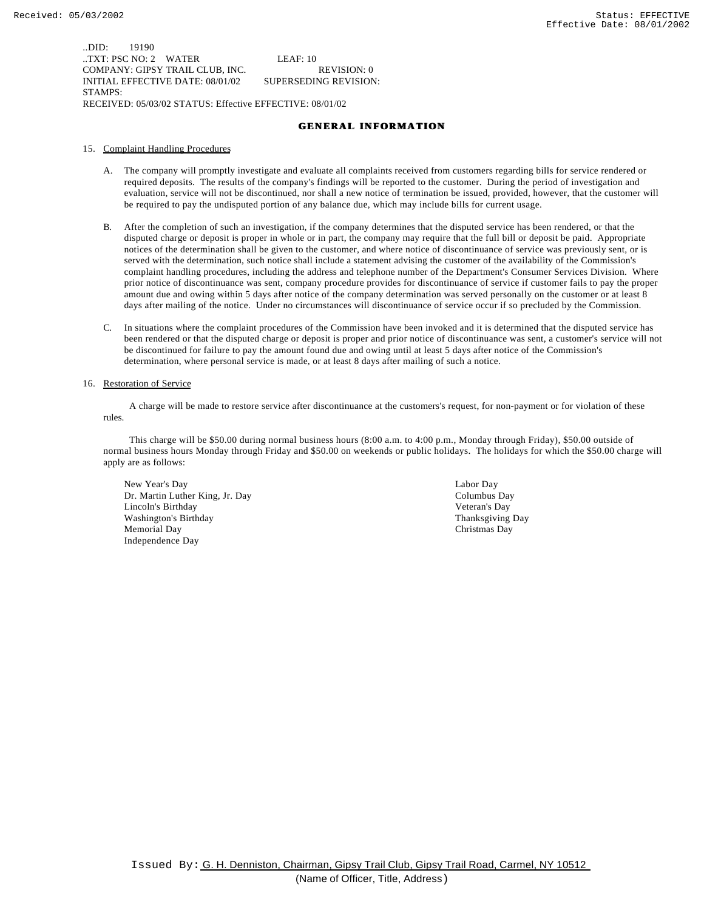..DID: 19190
..TXT: PSC NO: 2 WATER LEAF: 10
COMPANY: GIPSY TRAIL CLUB, INC. REVISION: 0
INITIAL EFFECTIVE DATE: 08/01/02 SUPERSEDING REVISION:
STAMPS:
RECEIVED: 05/03/02 STATUS: Effective EFFECTIVE: 08/01/02

## GENERAL INFORMATION

15. Complaint Handling Procedures

    A. The company will promptly investigate and evaluate all complaints received from customers regarding bills for service rendered or required deposits. The results of the company's findings will be reported to the customer. During the period of investigation and evaluation, service will not be discontinued, nor shall a new notice of termination be issued, provided, however, that the customer will be required to pay the undisputed portion of any balance due, which may include bills for current usage.

    B. After the completion of such an investigation, if the company determines that the disputed service has been rendered, or that the disputed charge or deposit is proper in whole or in part, the company may require that the full bill or deposit be paid. Appropriate notices of the determination shall be given to the customer, and where notice of discontinuance of service was previously sent, or is served with the determination, such notice shall include a statement advising the customer of the availability of the Commission's complaint handling procedures, including the address and telephone number of the Department's Consumer Services Division. Where prior notice of discontinuance was sent, company procedure provides for discontinuance of service if customer fails to pay the proper amount due and owing within 5 days after notice of the company determination was served personally on the customer or at least 8 days after mailing of the notice. Under no circumstances will discontinuance of service occur if so precluded by the Commission.

    C. In situations where the complaint procedures of the Commission have been invoked and it is determined that the disputed service has been rendered or that the disputed charge or deposit is proper and prior notice of discontinuance was sent, a customer's service will not be discontinued for failure to pay the amount found due and owing until at least 5 days after notice of the Commission's determination, where personal service is made, or at least 8 days after mailing of such a notice.

16. Restoration of Service

    A charge will be made to restore service after discontinuance at the customers's request, for non-payment or for violation of these rules.

    This charge will be $50.00 during normal business hours (8:00 a.m. to 4:00 p.m., Monday through Friday), $50.00 outside of normal business hours Monday through Friday and $50.00 on weekends or public holidays. The holidays for which the $50.00 charge will apply are as follows:

    New Year's Day
    Dr. Martin Luther King, Jr. Day
    Lincoln's Birthday
    Washington's Birthday
    Memorial Day
    Independence Day
    Labor Day
    Columbus Day
    Veteran's Day
    Thanksgiving Day
    Christmas Day

Issued By: G. H. Denniston, Chairman, Gipsy Trail Club, Gipsy Trail Road, Carmel, NY 10512
(Name of Officer, Title, Address)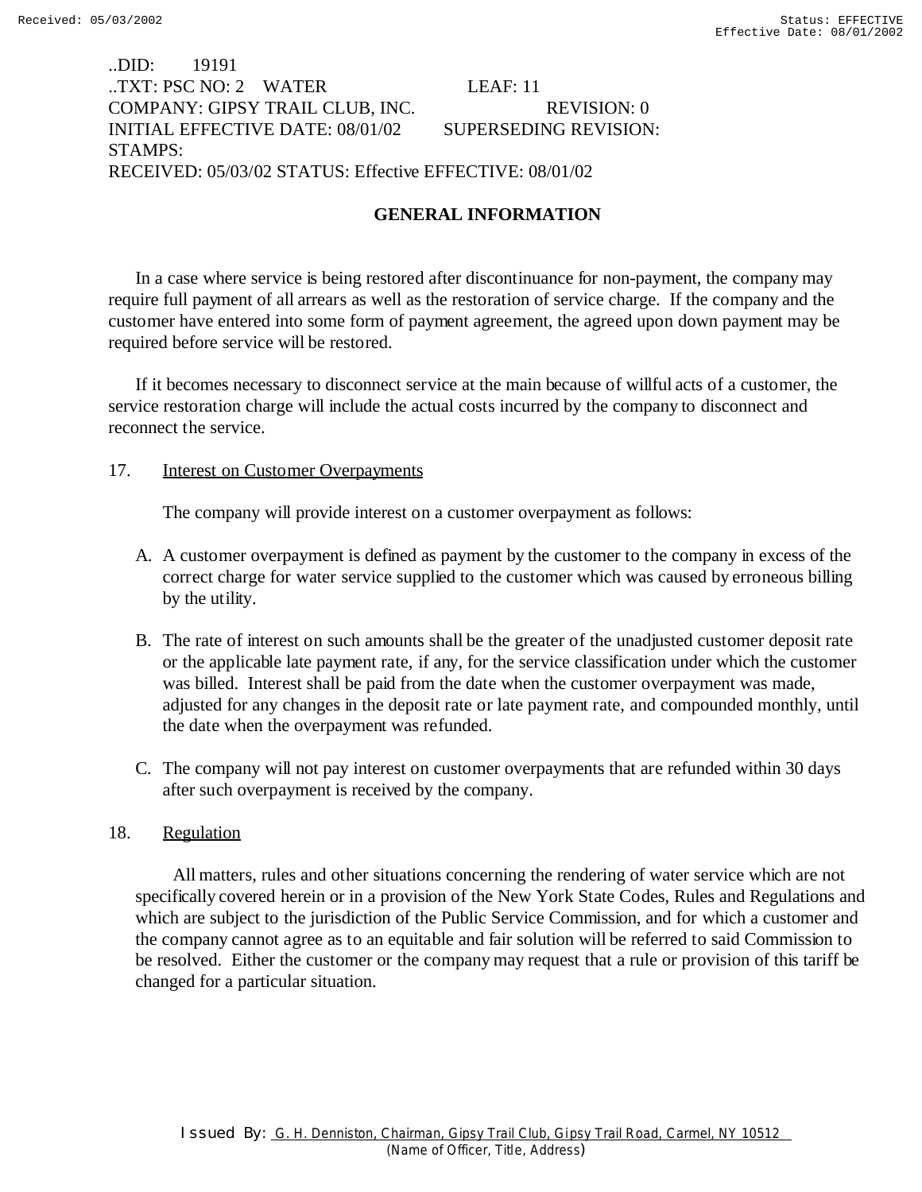..DID: 19191
..TXT: PSC NO: 2 WATER LEAF: 11
COMPANY: GIPSY TRAIL CLUB, INC. REVISION: 0
INITIAL EFFECTIVE DATE: 08/01/02 SUPERSEDING REVISION:
STAMPS:
RECEIVED: 05/03/02 STATUS: Effective EFFECTIVE: 08/01/02

## GENERAL INFORMATION

In a case where service is being restored after discontinuance for non-payment, the company may require full payment of all arrears as well as the restoration of service charge. If the company and the customer have entered into some form of payment agreement, the agreed upon down payment may be required before service will be restored.

If it becomes necessary to disconnect service at the main because of willful acts of a customer, the service restoration charge will include the actual costs incurred by the company to disconnect and reconnect the service.

17. Interest on Customer Overpayments

The company will provide interest on a customer overpayment as follows:

A. A customer overpayment is defined as payment by the customer to the company in excess of the correct charge for water service supplied to the customer which was caused by erroneous billing by the utility.

B. The rate of interest on such amounts shall be the greater of the unadjusted customer deposit rate or the applicable late payment rate, if any, for the service classification under which the customer was billed. Interest shall be paid from the date when the customer overpayment was made, adjusted for any changes in the deposit rate or late payment rate, and compounded monthly, until the date when the overpayment was refunded.

C. The company will not pay interest on customer overpayments that are refunded within 30 days after such overpayment is received by the company.

18. Regulation

All matters, rules and other situations concerning the rendering of water service which are not specifically covered herein or in a provision of the New York State Codes, Rules and Regulations and which are subject to the jurisdiction of the Public Service Commission, and for which a customer and the company cannot agree as to an equitable and fair solution will be referred to said Commission to be resolved. Either the customer or the company may request that a rule or provision of this tariff be changed for a particular situation.

Issued By: G. H. Denniston, Chairman, Gipsy Trail Club, Gipsy Trail Road, Carmel, NY 10512
(Name of Officer, Title, Address)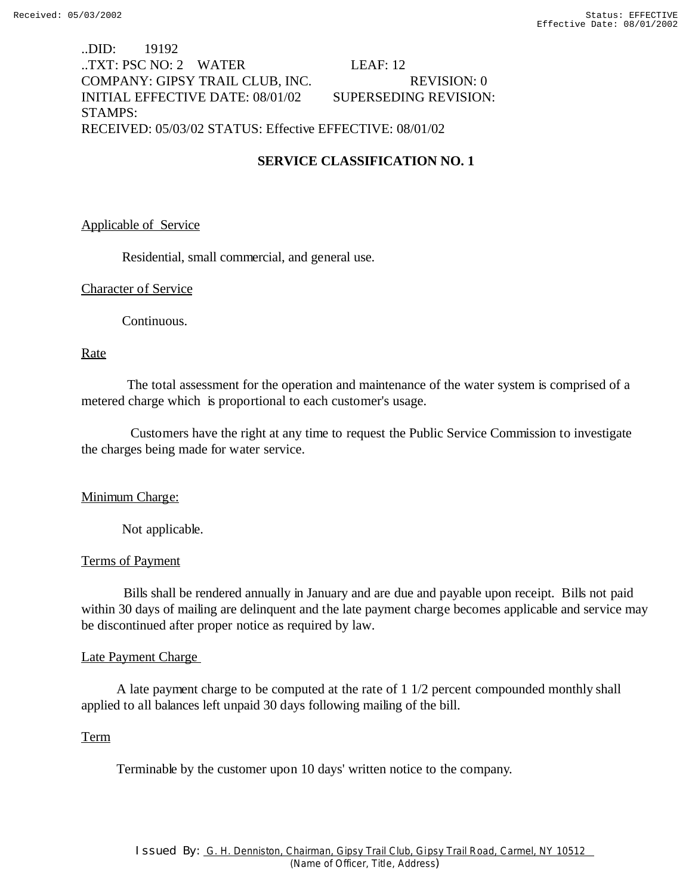..DID: 19192
..TXT: PSC NO: 2 WATER LEAF: 12
COMPANY: GIPSY TRAIL CLUB, INC. REVISION: 0
INITIAL EFFECTIVE DATE: 08/01/02 SUPERSEDING REVISION:
STAMPS:
RECEIVED: 05/03/02 STATUS: Effective EFFECTIVE: 08/01/02

## SERVICE CLASSIFICATION NO. 1

Applicable of Service

Residential, small commercial, and general use.

Character of Service

Continuous.

Rate

The total assessment for the operation and maintenance of the water system is comprised of a metered charge which is proportional to each customer's usage.

Customers have the right at any time to request the Public Service Commission to investigate the charges being made for water service.

Minimum Charge:

Not applicable.

Terms of Payment

Bills shall be rendered annually in January and are due and payable upon receipt. Bills not paid within 30 days of mailing are delinquent and the late payment charge becomes applicable and service may be discontinued after proper notice as required by law.

Late Payment Charge

A late payment charge to be computed at the rate of 1 1/2 percent compounded monthly shall applied to all balances left unpaid 30 days following mailing of the bill.

Term

Terminable by the customer upon 10 days' written notice to the company.

Issued By: G. H. Denniston, Chairman, Gipsy Trail Club, Gipsy Trail Road, Carmel, NY 10512
(Name of Officer, Title, Address)